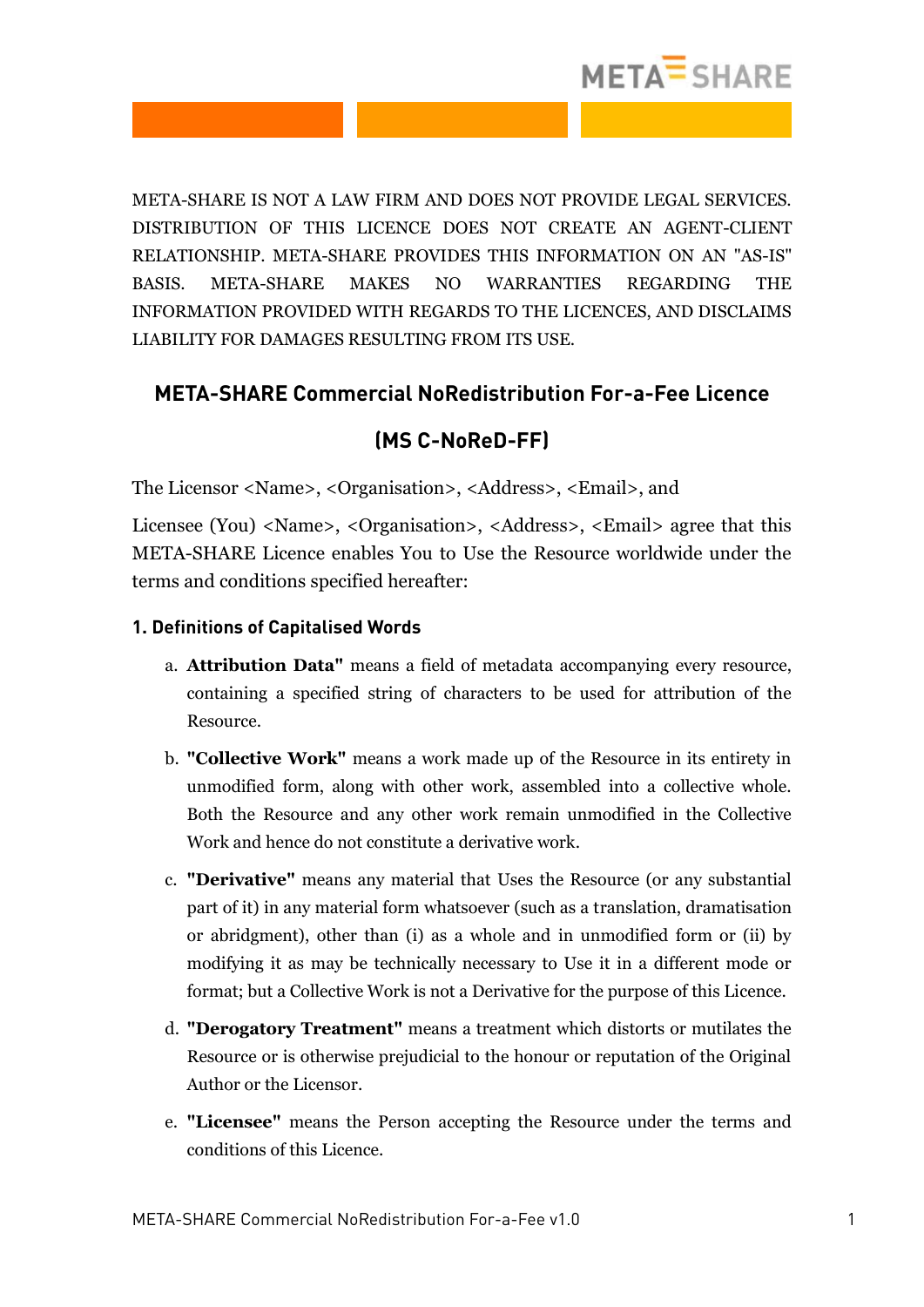META-SHARE IS NOT A LAW FIRM AND DOES NOT PROVIDE LEGAL SERVICES. DISTRIBUTION OF THIS LICENCE DOES NOT CREATE AN AGENT-CLIENT RELATIONSHIP. META-SHARE PROVIDES THIS INFORMATION ON AN "AS-IS" BASIS. META-SHARE MAKES NO WARRANTIES REGARDING THE INFORMATION PROVIDED WITH REGARDS TO THE LICENCES, AND DISCLAIMS LIABILITY FOR DAMAGES RESULTING FROM ITS USE.

# META-SHARE Commercial NoRedistribution For-a-Fee Licence

# (MS C-NoReD-FF)

The Licensor <Name>, <Organisation>, <Address>, <Email>, and

Licensee (You) <Name>, <Organisation>, <Address>, <Email> agree that this META-SHARE Licence enables You to Use the Resource worldwide under the terms and conditions specified hereafter:

## 1. Definitions of Capitalised Words

a. **Attribution Data"** means a field of metadata accompanying every resource, containing a specified string of characters to be used for attribution of the Resource.

b. **"Collective Work"** means a work made up of the Resource in its entirety in unmodified form, along with other work, assembled into a collective whole. Both the Resource and any other work remain unmodified in the Collective Work and hence do not constitute a derivative work.

c. **"Derivative"** means any material that Uses the Resource (or any substantial part of it) in any material form whatsoever (such as a translation, dramatisation or abridgment), other than (i) as a whole and in unmodified form or (ii) by modifying it as may be technically necessary to Use it in a different mode or format; but a Collective Work is not a Derivative for the purpose of this Licence.

d. **"Derogatory Treatment"** means a treatment which distorts or mutilates the Resource or is otherwise prejudicial to the honour or reputation of the Original Author or the Licensor.

e. **"Licensee"** means the Person accepting the Resource under the terms and conditions of this Licence.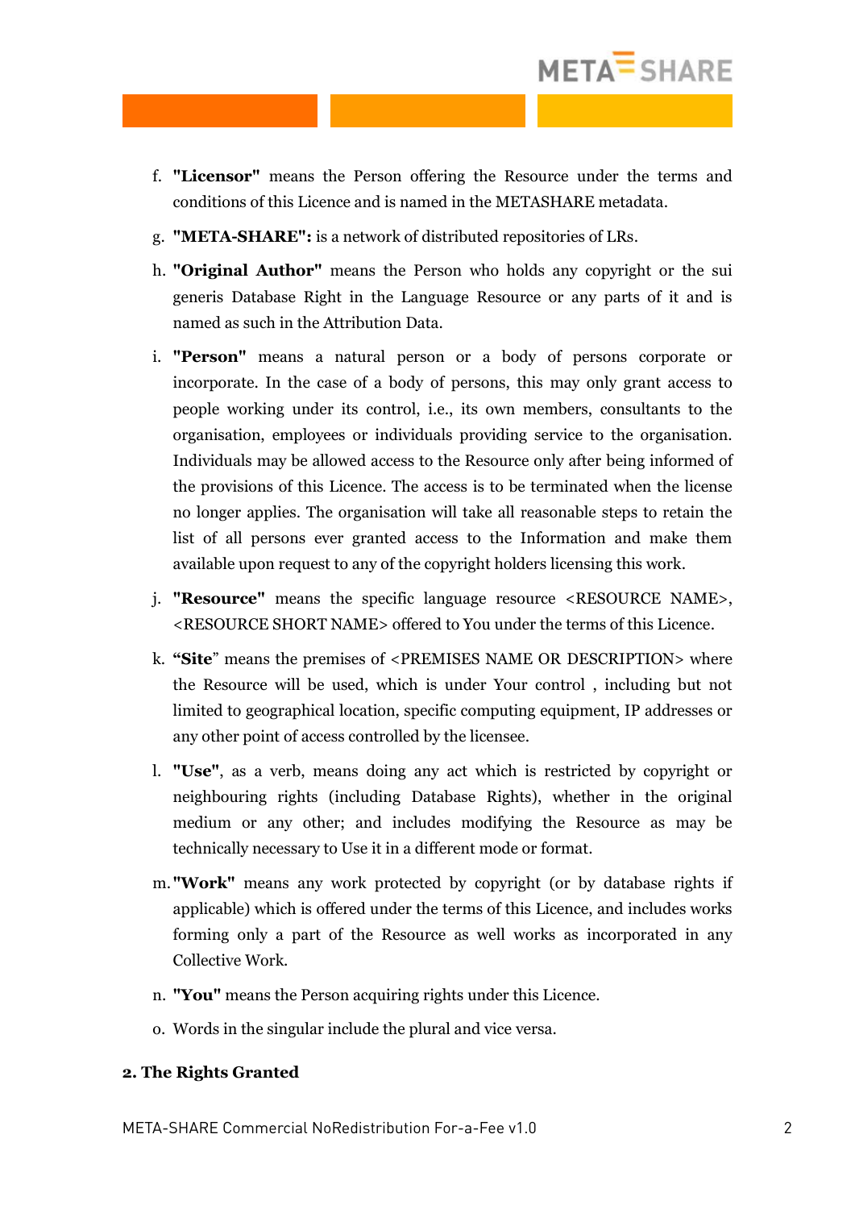f. **"Licensor"** means the Person offering the Resource under the terms and conditions of this Licence and is named in the METASHARE metadata.

g. **"META-SHARE":** is a network of distributed repositories of LRs.

h. **"Original Author"** means the Person who holds any copyright or the sui generis Database Right in the Language Resource or any parts of it and is named as such in the Attribution Data.

i. **"Person"** means a natural person or a body of persons corporate or incorporate. In the case of a body of persons, this may only grant access to people working under its control, i.e., its own members, consultants to the organisation, employees or individuals providing service to the organisation. Individuals may be allowed access to the Resource only after being informed of the provisions of this Licence. The access is to be terminated when the license no longer applies. The organisation will take all reasonable steps to retain the list of all persons ever granted access to the Information and make them available upon request to any of the copyright holders licensing this work.

j. **"Resource"** means the specific language resource <RESOURCE NAME>, <RESOURCE SHORT NAME> offered to You under the terms of this Licence.

k. **"Site"** means the premises of <PREMISES NAME OR DESCRIPTION> where the Resource will be used, which is under Your control , including but not limited to geographical location, specific computing equipment, IP addresses or any other point of access controlled by the licensee.

l. **"Use"**, as a verb, means doing any act which is restricted by copyright or neighbouring rights (including Database Rights), whether in the original medium or any other; and includes modifying the Resource as may be technically necessary to Use it in a different mode or format.

m. **"Work"** means any work protected by copyright (or by database rights if applicable) which is offered under the terms of this Licence, and includes works forming only a part of the Resource as well works as incorporated in any Collective Work.

n. **"You"** means the Person acquiring rights under this Licence.

o. Words in the singular include the plural and vice versa.

**2. The Rights Granted**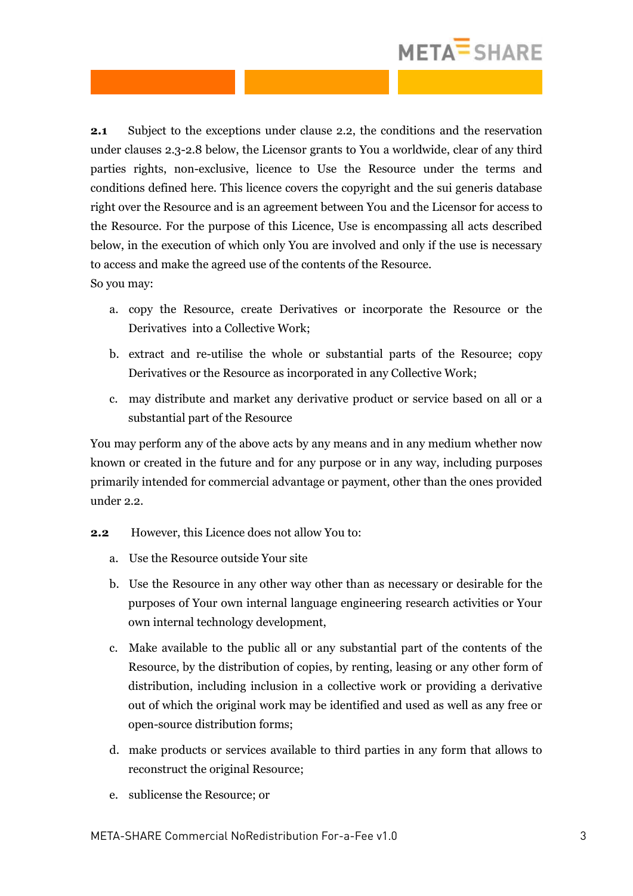**2.1** Subject to the exceptions under clause 2.2, the conditions and the reservation under clauses 2.3-2.8 below, the Licensor grants to You a worldwide, clear of any third parties rights, non-exclusive, licence to Use the Resource under the terms and conditions defined here. This licence covers the copyright and the sui generis database right over the Resource and is an agreement between You and the Licensor for access to the Resource. For the purpose of this Licence, Use is encompassing all acts described below, in the execution of which only You are involved and only if the use is necessary to access and make the agreed use of the contents of the Resource.
So you may:

a. copy the Resource, create Derivatives or incorporate the Resource or the Derivatives into a Collective Work;

b. extract and re-utilise the whole or substantial parts of the Resource; copy Derivatives or the Resource as incorporated in any Collective Work;

c. may distribute and market any derivative product or service based on all or a substantial part of the Resource

You may perform any of the above acts by any means and in any medium whether now known or created in the future and for any purpose or in any way, including purposes primarily intended for commercial advantage or payment, other than the ones provided under 2.2.

**2.2** However, this Licence does not allow You to:

a. Use the Resource outside Your site

b. Use the Resource in any other way other than as necessary or desirable for the purposes of Your own internal language engineering research activities or Your own internal technology development,

c. Make available to the public all or any substantial part of the contents of the Resource, by the distribution of copies, by renting, leasing or any other form of distribution, including inclusion in a collective work or providing a derivative out of which the original work may be identified and used as well as any free or open-source distribution forms;

d. make products or services available to third parties in any form that allows to reconstruct the original Resource;

e. sublicense the Resource; or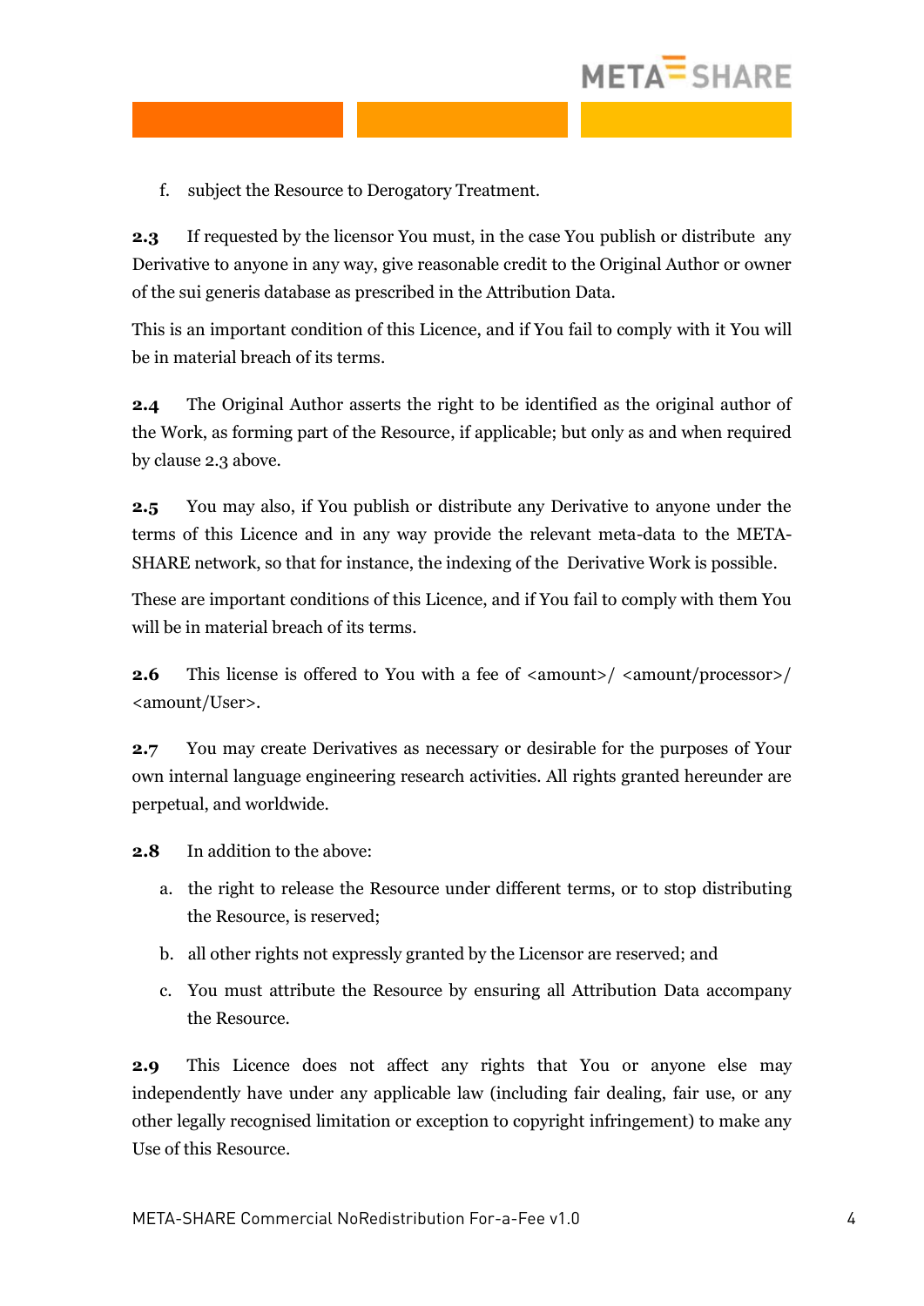f. subject the Resource to Derogatory Treatment.

**2.3** If requested by the licensor You must, in the case You publish or distribute any Derivative to anyone in any way, give reasonable credit to the Original Author or owner of the sui generis database as prescribed in the Attribution Data.

This is an important condition of this Licence, and if You fail to comply with it You will be in material breach of its terms.

**2.4** The Original Author asserts the right to be identified as the original author of the Work, as forming part of the Resource, if applicable; but only as and when required by clause 2.3 above.

**2.5** You may also, if You publish or distribute any Derivative to anyone under the terms of this Licence and in any way provide the relevant meta-data to the META-SHARE network, so that for instance, the indexing of the Derivative Work is possible.

These are important conditions of this Licence, and if You fail to comply with them You will be in material breach of its terms.

**2.6** This license is offered to You with a fee of <amount>/ <amount/processor>/ <amount/User>.

**2.7** You may create Derivatives as necessary or desirable for the purposes of Your own internal language engineering research activities. All rights granted hereunder are perpetual, and worldwide.

**2.8** In addition to the above:

a. the right to release the Resource under different terms, or to stop distributing the Resource, is reserved;

b. all other rights not expressly granted by the Licensor are reserved; and

c. You must attribute the Resource by ensuring all Attribution Data accompany the Resource.

**2.9** This Licence does not affect any rights that You or anyone else may independently have under any applicable law (including fair dealing, fair use, or any other legally recognised limitation or exception to copyright infringement) to make any Use of this Resource.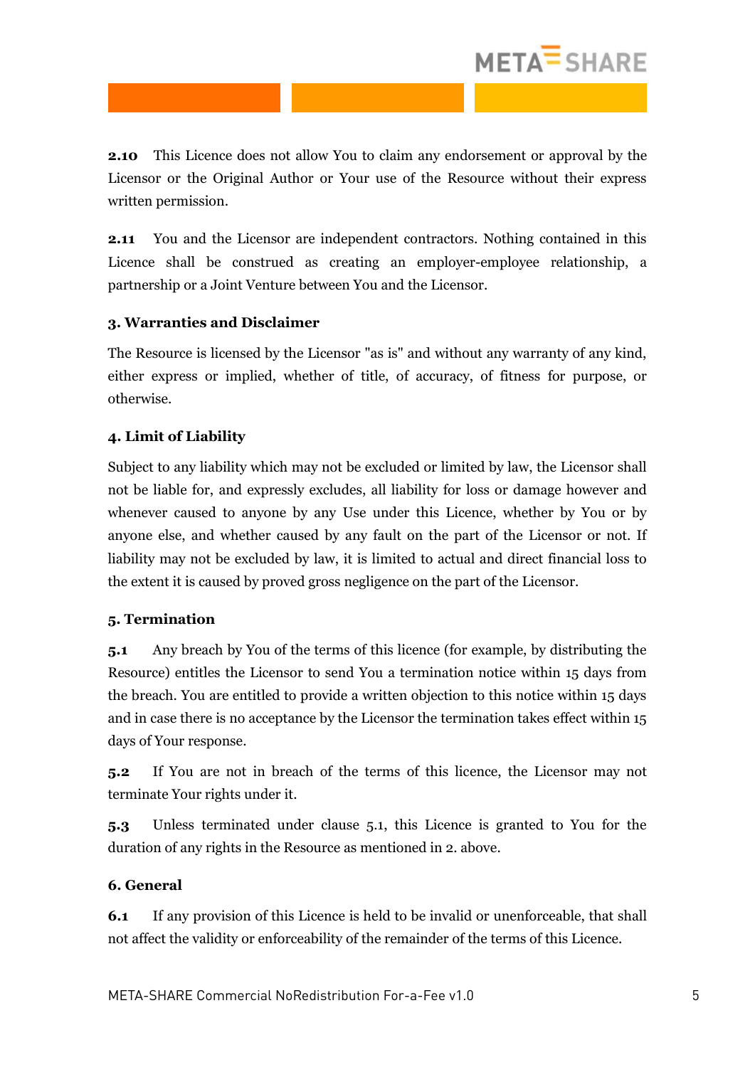**2.10** This Licence does not allow You to claim any endorsement or approval by the Licensor or the Original Author or Your use of the Resource without their express written permission.

**2.11** You and the Licensor are independent contractors. Nothing contained in this Licence shall be construed as creating an employer-employee relationship, a partnership or a Joint Venture between You and the Licensor.

### 3. Warranties and Disclaimer

The Resource is licensed by the Licensor "as is" and without any warranty of any kind, either express or implied, whether of title, of accuracy, of fitness for purpose, or otherwise.

### 4. Limit of Liability

Subject to any liability which may not be excluded or limited by law, the Licensor shall not be liable for, and expressly excludes, all liability for loss or damage however and whenever caused to anyone by any Use under this Licence, whether by You or by anyone else, and whether caused by any fault on the part of the Licensor or not. If liability may not be excluded by law, it is limited to actual and direct financial loss to the extent it is caused by proved gross negligence on the part of the Licensor.

### 5. Termination

**5.1** Any breach by You of the terms of this licence (for example, by distributing the Resource) entitles the Licensor to send You a termination notice within 15 days from the breach. You are entitled to provide a written objection to this notice within 15 days and in case there is no acceptance by the Licensor the termination takes effect within 15 days of Your response.

**5.2** If You are not in breach of the terms of this licence, the Licensor may not terminate Your rights under it.

**5.3** Unless terminated under clause 5.1, this Licence is granted to You for the duration of any rights in the Resource as mentioned in 2. above.

### 6. General

**6.1** If any provision of this Licence is held to be invalid or unenforceable, that shall not affect the validity or enforceability of the remainder of the terms of this Licence.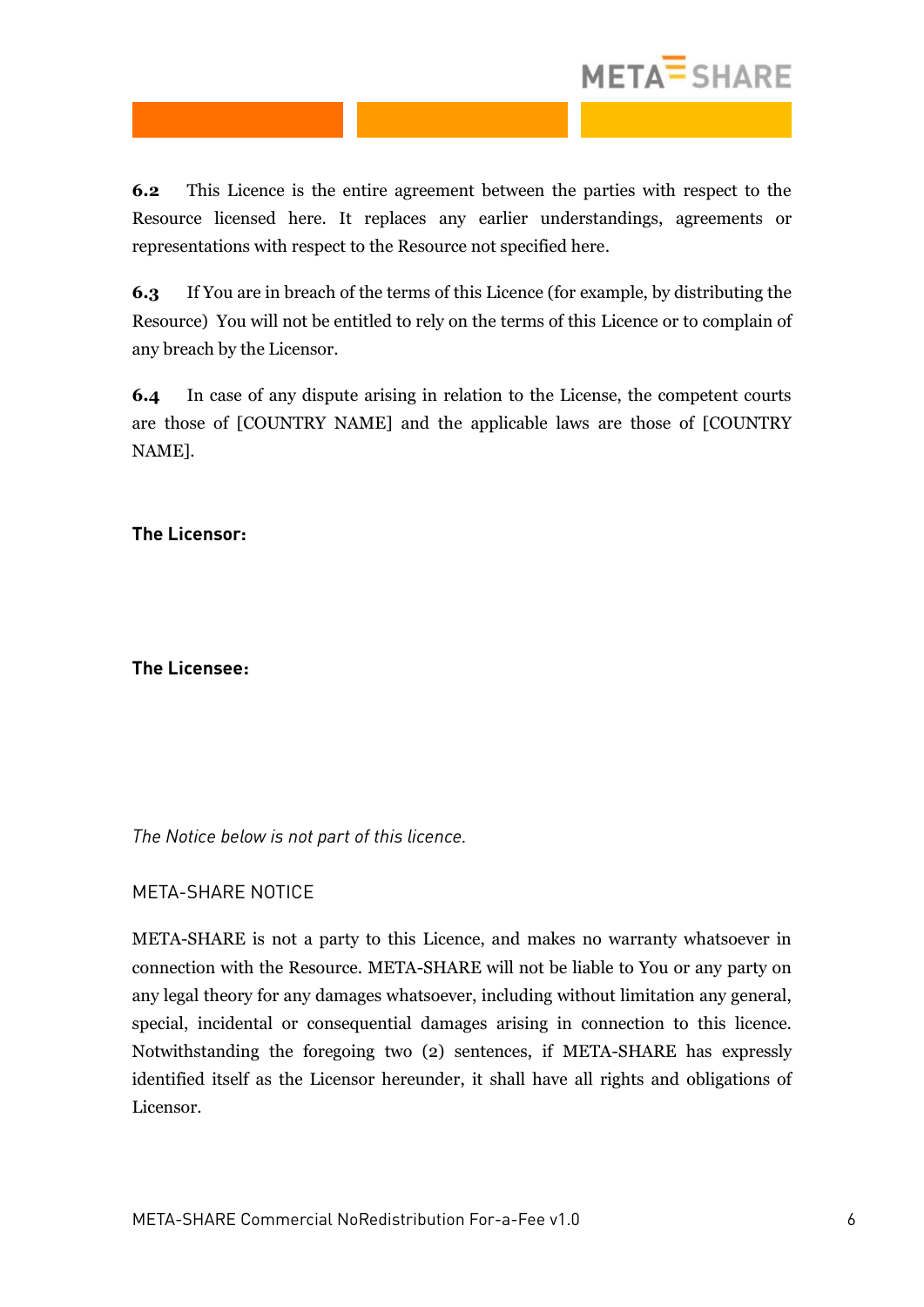**6.2** This Licence is the entire agreement between the parties with respect to the Resource licensed here. It replaces any earlier understandings, agreements or representations with respect to the Resource not specified here.

**6.3** If You are in breach of the terms of this Licence (for example, by distributing the Resource) You will not be entitled to rely on the terms of this Licence or to complain of any breach by the Licensor.

**6.4** In case of any dispute arising in relation to the License, the competent courts are those of [COUNTRY NAME] and the applicable laws are those of [COUNTRY NAME].

**The Licensor:**

**The Licensee:**

*The Notice below is not part of this licence.*

META-SHARE NOTICE

META-SHARE is not a party to this Licence, and makes no warranty whatsoever in connection with the Resource. META-SHARE will not be liable to You or any party on any legal theory for any damages whatsoever, including without limitation any general, special, incidental or consequential damages arising in connection to this licence. Notwithstanding the foregoing two (2) sentences, if META-SHARE has expressly identified itself as the Licensor hereunder, it shall have all rights and obligations of Licensor.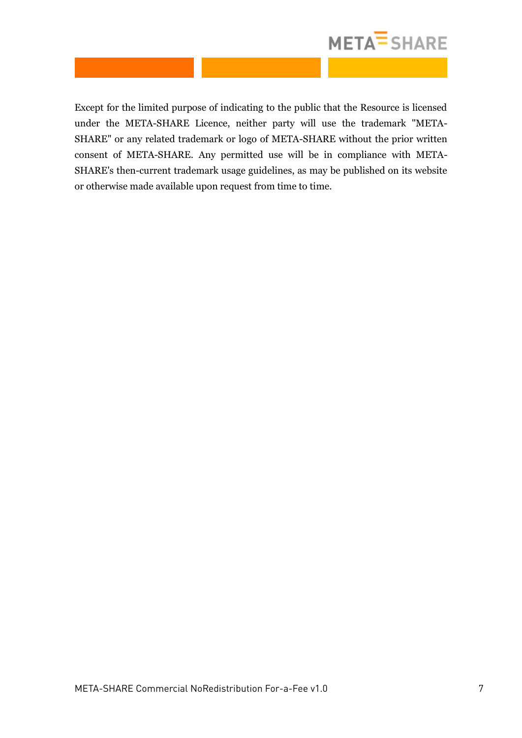Except for the limited purpose of indicating to the public that the Resource is licensed under the META-SHARE Licence, neither party will use the trademark "META-SHARE" or any related trademark or logo of META-SHARE without the prior written consent of META-SHARE. Any permitted use will be in compliance with META-SHARE's then-current trademark usage guidelines, as may be published on its website or otherwise made available upon request from time to time.